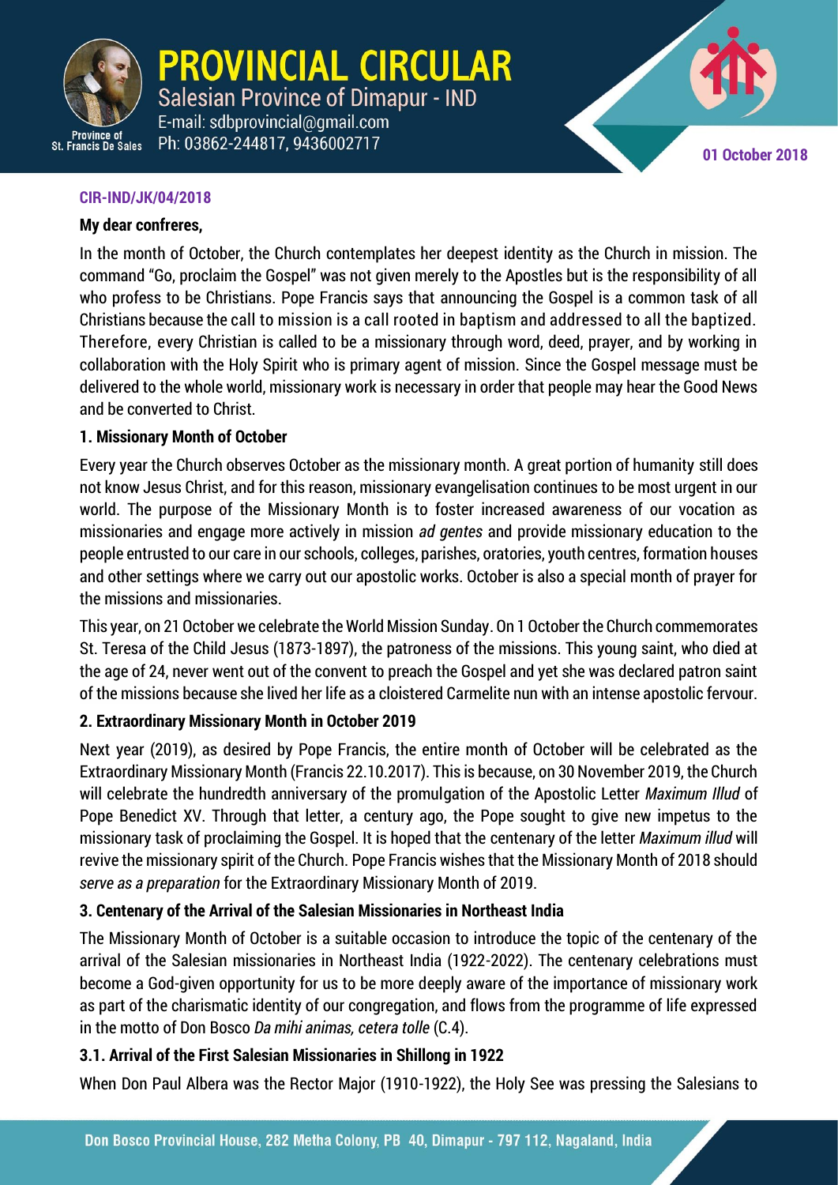# PROVINCIAL CIRCULAR

Salesian Province of Dimapur - IND

E-mail: sdbprovincial@gmail.com

Ph: 03862-244817, 9436002717

Province of St. Francis De Sales

**01 October 2018**

**CIR-IND/JK/04/2018**

**My dear confreres,**

In the month of October, the Church contemplates her deepest identity as the Church in mission. The command "Go, proclaim the Gospel" was not given merely to the Apostles but is the responsibility of all who profess to be Christians. Pope Francis says that announcing the Gospel is a common task of all Christians because the call to mission is a call rooted in baptism and addressed to all the baptized. Therefore, every Christian is called to be a missionary through word, deed, prayer, and by working in collaboration with the Holy Spirit who is primary agent of mission. Since the Gospel message must be delivered to the whole world, missionary work is necessary in order that people may hear the Good News and be converted to Christ.

### 1. Missionary Month of October

Every year the Church observes October as the missionary month. A great portion of humanity still does not know Jesus Christ, and for this reason, missionary evangelisation continues to be most urgent in our world. The purpose of the Missionary Month is to foster increased awareness of our vocation as missionaries and engage more actively in mission *ad gentes* and provide missionary education to the people entrusted to our care in our schools, colleges, parishes, oratories, youth centres, formation houses and other settings where we carry out our apostolic works. October is also a special month of prayer for the missions and missionaries.

This year, on 21 October we celebrate the World Mission Sunday. On 1 October the Church commemorates St. Teresa of the Child Jesus (1873-1897), the patroness of the missions. This young saint, who died at the age of 24, never went out of the convent to preach the Gospel and yet she was declared patron saint of the missions because she lived her life as a cloistered Carmelite nun with an intense apostolic fervour.

### 2. Extraordinary Missionary Month in October 2019

Next year (2019), as desired by Pope Francis, the entire month of October will be celebrated as the Extraordinary Missionary Month (Francis 22.10.2017). This is because, on 30 November 2019, the Church will celebrate the hundredth anniversary of the promulgation of the Apostolic Letter *Maximum Illud* of Pope Benedict XV. Through that letter, a century ago, the Pope sought to give new impetus to the missionary task of proclaiming the Gospel. It is hoped that the centenary of the letter *Maximum illud* will revive the missionary spirit of the Church. Pope Francis wishes that the Missionary Month of 2018 should *serve as a preparation* for the Extraordinary Missionary Month of 2019.

### 3. Centenary of the Arrival of the Salesian Missionaries in Northeast India

The Missionary Month of October is a suitable occasion to introduce the topic of the centenary of the arrival of the Salesian missionaries in Northeast India (1922-2022). The centenary celebrations must become a God-given opportunity for us to be more deeply aware of the importance of missionary work as part of the charismatic identity of our congregation, and flows from the programme of life expressed in the motto of Don Bosco *Da mihi animas, cetera tolle* (C.4).

#### 3.1. Arrival of the First Salesian Missionaries in Shillong in 1922

When Don Paul Albera was the Rector Major (1910-1922), the Holy See was pressing the Salesians to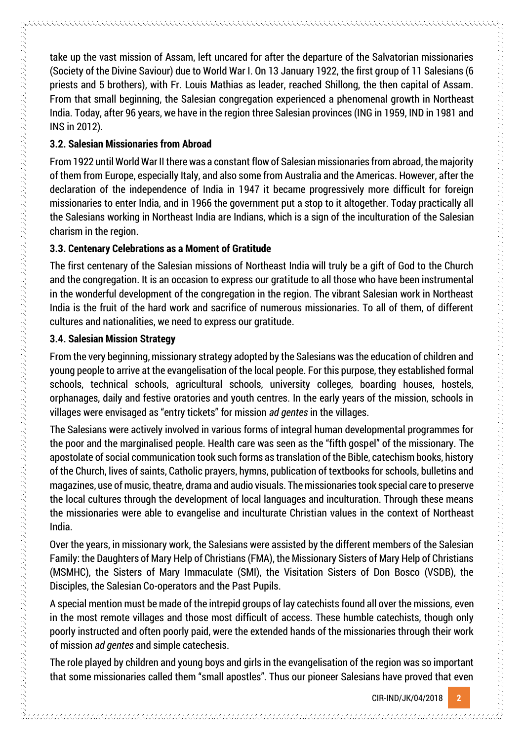take up the vast mission of Assam, left uncared for after the departure of the Salvatorian missionaries (Society of the Divine Saviour) due to World War I. On 13 January 1922, the first group of 11 Salesians (6 priests and 5 brothers), with Fr. Louis Mathias as leader, reached Shillong, the then capital of Assam. From that small beginning, the Salesian congregation experienced a phenomenal growth in Northeast India. Today, after 96 years, we have in the region three Salesian provinces (ING in 1959, IND in 1981 and INS in 2012).

### 3.2. Salesian Missionaries from Abroad

From 1922 until World War II there was a constant flow of Salesian missionaries from abroad, the majority of them from Europe, especially Italy, and also some from Australia and the Americas. However, after the declaration of the independence of India in 1947 it became progressively more difficult for foreign missionaries to enter India, and in 1966 the government put a stop to it altogether. Today practically all the Salesians working in Northeast India are Indians, which is a sign of the inculturation of the Salesian charism in the region.

### 3.3. Centenary Celebrations as a Moment of Gratitude

The first centenary of the Salesian missions of Northeast India will truly be a gift of God to the Church and the congregation. It is an occasion to express our gratitude to all those who have been instrumental in the wonderful development of the congregation in the region. The vibrant Salesian work in Northeast India is the fruit of the hard work and sacrifice of numerous missionaries. To all of them, of different cultures and nationalities, we need to express our gratitude.

### 3.4. Salesian Mission Strategy

From the very beginning, missionary strategy adopted by the Salesians was the education of children and young people to arrive at the evangelisation of the local people. For this purpose, they established formal schools, technical schools, agricultural schools, university colleges, boarding houses, hostels, orphanages, daily and festive oratories and youth centres. In the early years of the mission, schools in villages were envisaged as "entry tickets" for mission *ad gentes* in the villages.

The Salesians were actively involved in various forms of integral human developmental programmes for the poor and the marginalised people. Health care was seen as the "fifth gospel" of the missionary. The apostolate of social communication took such forms as translation of the Bible, catechism books, history of the Church, lives of saints, Catholic prayers, hymns, publication of textbooks for schools, bulletins and magazines, use of music, theatre, drama and audio visuals. The missionaries took special care to preserve the local cultures through the development of local languages and inculturation. Through these means the missionaries were able to evangelise and inculturate Christian values in the context of Northeast India.

Over the years, in missionary work, the Salesians were assisted by the different members of the Salesian Family: the Daughters of Mary Help of Christians (FMA), the Missionary Sisters of Mary Help of Christians (MSMHC), the Sisters of Mary Immaculate (SMI), the Visitation Sisters of Don Bosco (VSDB), the Disciples, the Salesian Co-operators and the Past Pupils.

A special mention must be made of the intrepid groups of lay catechists found all over the missions, even in the most remote villages and those most difficult of access. These humble catechists, though only poorly instructed and often poorly paid, were the extended hands of the missionaries through their work of mission *ad gentes* and simple catechesis.

The role played by children and young boys and girls in the evangelisation of the region was so important that some missionaries called them "small apostles". Thus our pioneer Salesians have proved that even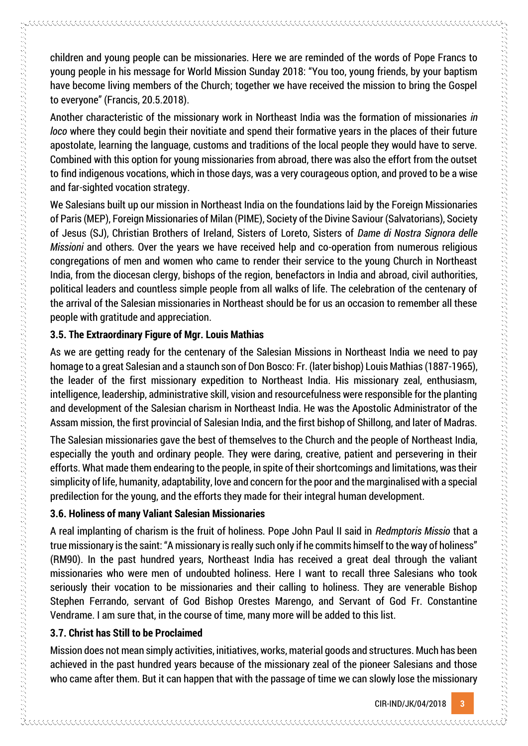children and young people can be missionaries. Here we are reminded of the words of Pope Francs to young people in his message for World Mission Sunday 2018: "You too, young friends, by your baptism have become living members of the Church; together we have received the mission to bring the Gospel to everyone" (Francis, 20.5.2018).

Another characteristic of the missionary work in Northeast India was the formation of missionaries *in loco* where they could begin their novitiate and spend their formative years in the places of their future apostolate, learning the language, customs and traditions of the local people they would have to serve. Combined with this option for young missionaries from abroad, there was also the effort from the outset to find indigenous vocations, which in those days, was a very courageous option, and proved to be a wise and far-sighted vocation strategy.

We Salesians built up our mission in Northeast India on the foundations laid by the Foreign Missionaries of Paris (MEP), Foreign Missionaries of Milan (PIME), Society of the Divine Saviour (Salvatorians), Society of Jesus (SJ), Christian Brothers of Ireland, Sisters of Loreto, Sisters of *Dame di Nostra Signora delle Missioni* and others. Over the years we have received help and co-operation from numerous religious congregations of men and women who came to render their service to the young Church in Northeast India, from the diocesan clergy, bishops of the region, benefactors in India and abroad, civil authorities, political leaders and countless simple people from all walks of life. The celebration of the centenary of the arrival of the Salesian missionaries in Northeast should be for us an occasion to remember all these people with gratitude and appreciation.

### 3.5. The Extraordinary Figure of Mgr. Louis Mathias

As we are getting ready for the centenary of the Salesian Missions in Northeast India we need to pay homage to a great Salesian and a staunch son of Don Bosco: Fr. (later bishop) Louis Mathias (1887-1965), the leader of the first missionary expedition to Northeast India. His missionary zeal, enthusiasm, intelligence, leadership, administrative skill, vision and resourcefulness were responsible for the planting and development of the Salesian charism in Northeast India. He was the Apostolic Administrator of the Assam mission, the first provincial of Salesian India, and the first bishop of Shillong, and later of Madras.

The Salesian missionaries gave the best of themselves to the Church and the people of Northeast India, especially the youth and ordinary people. They were daring, creative, patient and persevering in their efforts. What made them endearing to the people, in spite of their shortcomings and limitations, was their simplicity of life, humanity, adaptability, love and concern for the poor and the marginalised with a special predilection for the young, and the efforts they made for their integral human development.

### 3.6. Holiness of many Valiant Salesian Missionaries

A real implanting of charism is the fruit of holiness. Pope John Paul II said in *Redmptoris Missio* that a true missionary is the saint: "A missionary is really such only if he commits himself to the way of holiness" (RM90). In the past hundred years, Northeast India has received a great deal through the valiant missionaries who were men of undoubted holiness. Here I want to recall three Salesians who took seriously their vocation to be missionaries and their calling to holiness. They are venerable Bishop Stephen Ferrando, servant of God Bishop Orestes Marengo, and Servant of God Fr. Constantine Vendrame. I am sure that, in the course of time, many more will be added to this list.

### 3.7. Christ has Still to be Proclaimed

Mission does not mean simply activities, initiatives, works, material goods and structures. Much has been achieved in the past hundred years because of the missionary zeal of the pioneer Salesians and those who came after them. But it can happen that with the passage of time we can slowly lose the missionary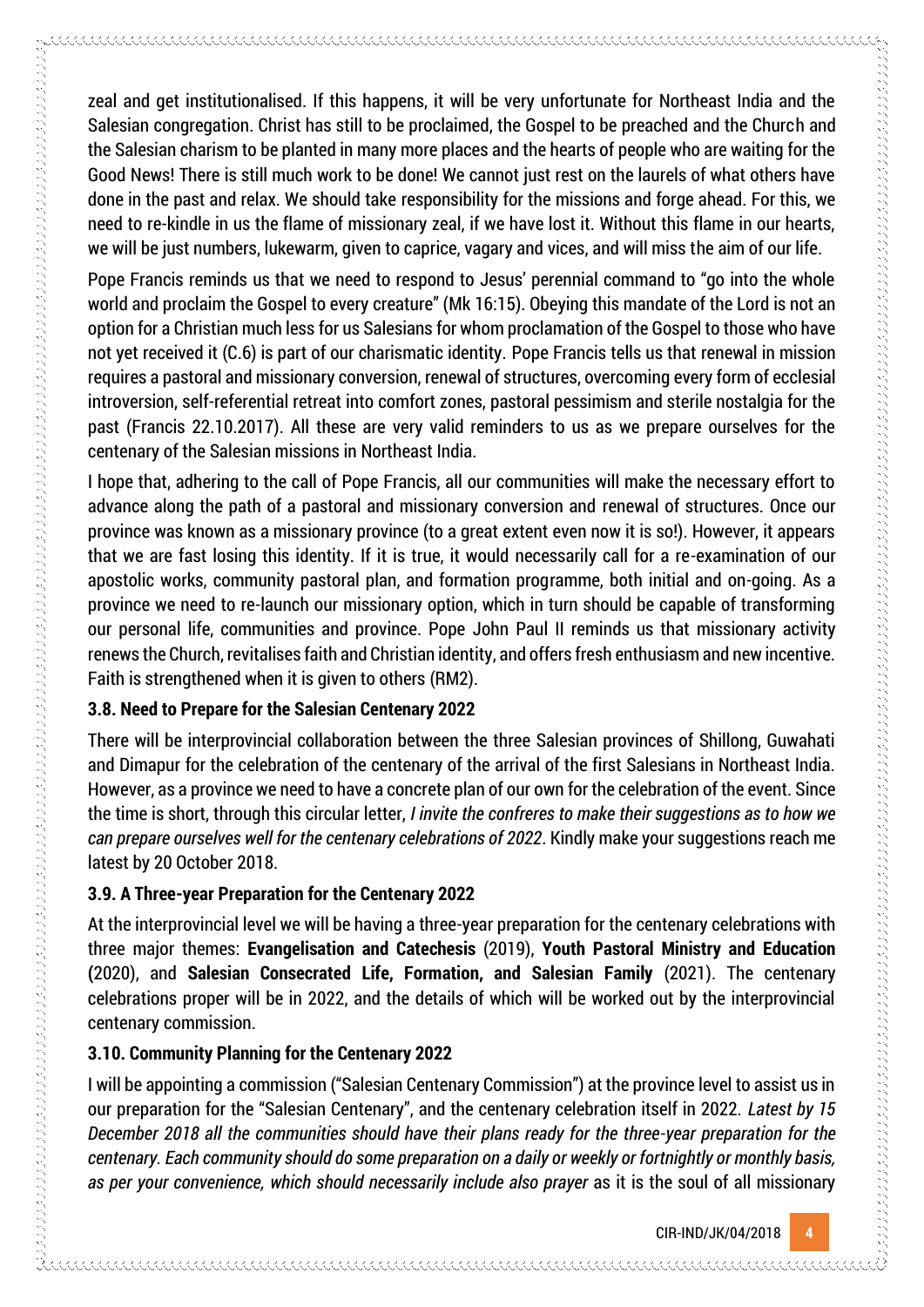zeal and get institutionalised. If this happens, it will be very unfortunate for Northeast India and the Salesian congregation. Christ has still to be proclaimed, the Gospel to be preached and the Church and the Salesian charism to be planted in many more places and the hearts of people who are waiting for the Good News! There is still much work to be done! We cannot just rest on the laurels of what others have done in the past and relax. We should take responsibility for the missions and forge ahead. For this, we need to re-kindle in us the flame of missionary zeal, if we have lost it. Without this flame in our hearts, we will be just numbers, lukewarm, given to caprice, vagary and vices, and will miss the aim of our life.

Pope Francis reminds us that we need to respond to Jesus' perennial command to "go into the whole world and proclaim the Gospel to every creature" (Mk 16:15). Obeying this mandate of the Lord is not an option for a Christian much less for us Salesians for whom proclamation of the Gospel to those who have not yet received it (C.6) is part of our charismatic identity. Pope Francis tells us that renewal in mission requires a pastoral and missionary conversion, renewal of structures, overcoming every form of ecclesial introversion, self-referential retreat into comfort zones, pastoral pessimism and sterile nostalgia for the past (Francis 22.10.2017). All these are very valid reminders to us as we prepare ourselves for the centenary of the Salesian missions in Northeast India.

I hope that, adhering to the call of Pope Francis, all our communities will make the necessary effort to advance along the path of a pastoral and missionary conversion and renewal of structures. Once our province was known as a missionary province (to a great extent even now it is so!). However, it appears that we are fast losing this identity. If it is true, it would necessarily call for a re-examination of our apostolic works, community pastoral plan, and formation programme, both initial and on-going. As a province we need to re-launch our missionary option, which in turn should be capable of transforming our personal life, communities and province. Pope John Paul II reminds us that missionary activity renews the Church, revitalises faith and Christian identity, and offers fresh enthusiasm and new incentive. Faith is strengthened when it is given to others (RM2).

### 3.8. Need to Prepare for the Salesian Centenary 2022

There will be interprovincial collaboration between the three Salesian provinces of Shillong, Guwahati and Dimapur for the celebration of the centenary of the arrival of the first Salesians in Northeast India. However, as a province we need to have a concrete plan of our own for the celebration of the event. Since the time is short, through this circular letter, *I invite the confreres to make their suggestions as to how we can prepare ourselves well for the centenary celebrations of 2022*. Kindly make your suggestions reach me latest by 20 October 2018.

### 3.9. A Three-year Preparation for the Centenary 2022

At the interprovincial level we will be having a three-year preparation for the centenary celebrations with three major themes: **Evangelisation and Catechesis** (2019), **Youth Pastoral Ministry and Education (**2020), and **Salesian Consecrated Life, Formation, and Salesian Family** (2021). The centenary celebrations proper will be in 2022, and the details of which will be worked out by the interprovincial centenary commission.

### 3.10. Community Planning for the Centenary 2022

I will be appointing a commission ("Salesian Centenary Commission") at the province level to assist us in our preparation for the "Salesian Centenary", and the centenary celebration itself in 2022. *Latest by 15 December 2018 all the communities should have their plans ready for the three-year preparation for the centenary. Each community should do some preparation on a daily or weekly or fortnightly or monthly basis, as per your convenience, which should necessarily include also prayer* as it is the soul of all missionary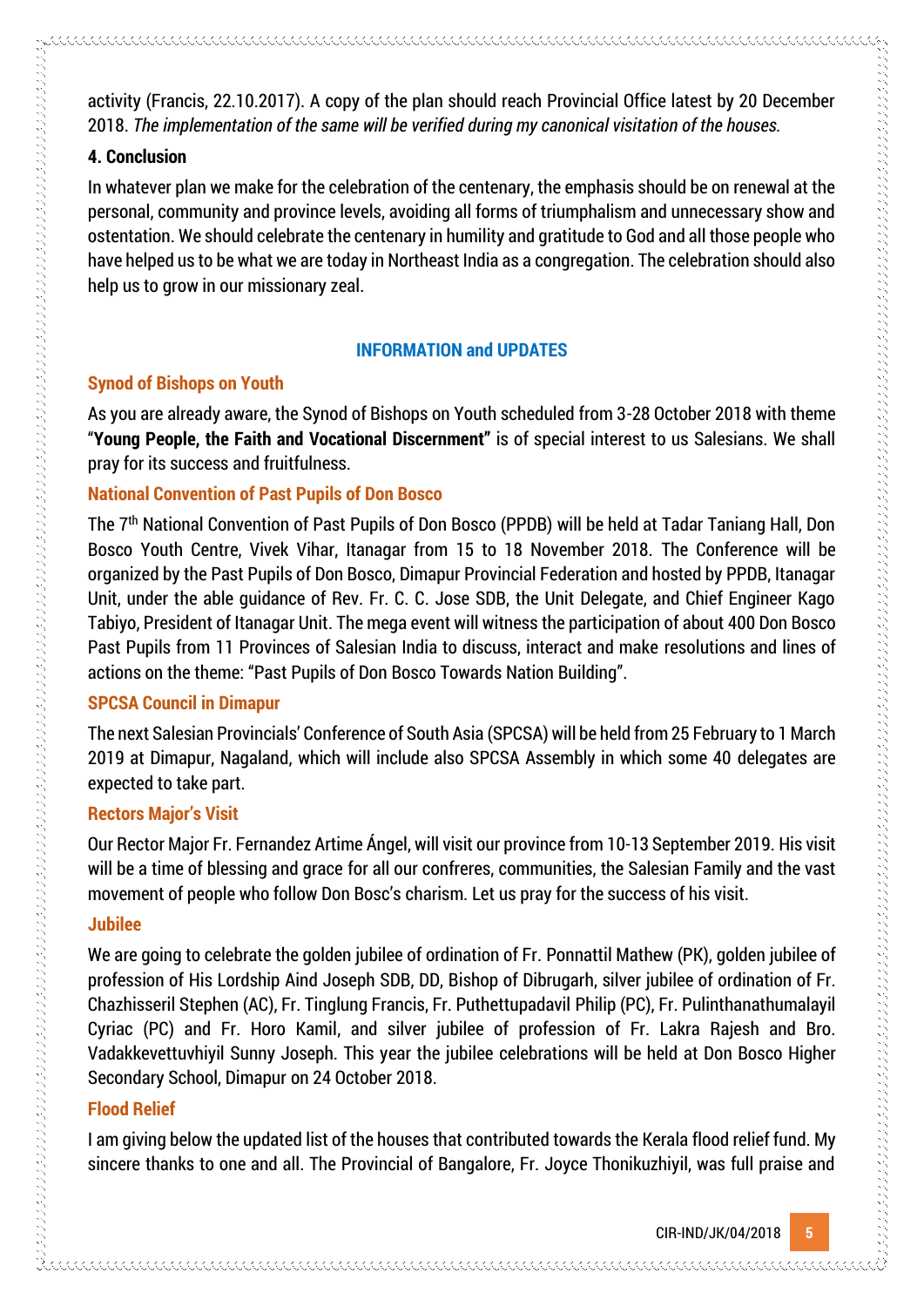activity (Francis, 22.10.2017). A copy of the plan should reach Provincial Office latest by 20 December 2018. *The implementation of the same will be verified during my canonical visitation of the houses.*

**4. Conclusion**

In whatever plan we make for the celebration of the centenary, the emphasis should be on renewal at the personal, community and province levels, avoiding all forms of triumphalism and unnecessary show and ostentation. We should celebrate the centenary in humility and gratitude to God and all those people who have helped us to be what we are today in Northeast India as a congregation. The celebration should also help us to grow in our missionary zeal.

## INFORMATION and UPDATES

### Synod of Bishops on Youth

As you are already aware, the Synod of Bishops on Youth scheduled from 3-28 October 2018 with theme "**Young People, the Faith and Vocational Discernment"** is of special interest to us Salesians. We shall pray for its success and fruitfulness.

### National Convention of Past Pupils of Don Bosco

The 7th National Convention of Past Pupils of Don Bosco (PPDB) will be held at Tadar Taniang Hall, Don Bosco Youth Centre, Vivek Vihar, Itanagar from 15 to 18 November 2018. The Conference will be organized by the Past Pupils of Don Bosco, Dimapur Provincial Federation and hosted by PPDB, Itanagar Unit, under the able guidance of Rev. Fr. C. C. Jose SDB, the Unit Delegate, and Chief Engineer Kago Tabiyo, President of Itanagar Unit. The mega event will witness the participation of about 400 Don Bosco Past Pupils from 11 Provinces of Salesian India to discuss, interact and make resolutions and lines of actions on the theme: "Past Pupils of Don Bosco Towards Nation Building".

### SPCSA Council in Dimapur

The next Salesian Provincials' Conference of South Asia (SPCSA) will be held from 25 February to 1 March 2019 at Dimapur, Nagaland, which will include also SPCSA Assembly in which some 40 delegates are expected to take part.

### Rectors Major's Visit

Our Rector Major Fr. Fernandez Artime Ángel, will visit our province from 10-13 September 2019. His visit will be a time of blessing and grace for all our confreres, communities, the Salesian Family and the vast movement of people who follow Don Bosc's charism. Let us pray for the success of his visit.

### Jubilee

We are going to celebrate the golden jubilee of ordination of Fr. Ponnattil Mathew (PK), golden jubilee of profession of His Lordship Aind Joseph SDB, DD, Bishop of Dibrugarh, silver jubilee of ordination of Fr. Chazhisseril Stephen (AC), Fr. Tinglung Francis, Fr. Puthettupadavil Philip (PC), Fr. Pulinthanathumalayil Cyriac (PC) and Fr. Horo Kamil, and silver jubilee of profession of Fr. Lakra Rajesh and Bro. Vadakkevettuvhiyil Sunny Joseph. This year the jubilee celebrations will be held at Don Bosco Higher Secondary School, Dimapur on 24 October 2018.

### Flood Relief

I am giving below the updated list of the houses that contributed towards the Kerala flood relief fund. My sincere thanks to one and all. The Provincial of Bangalore, Fr. Joyce Thonikuzhiyil, was full praise and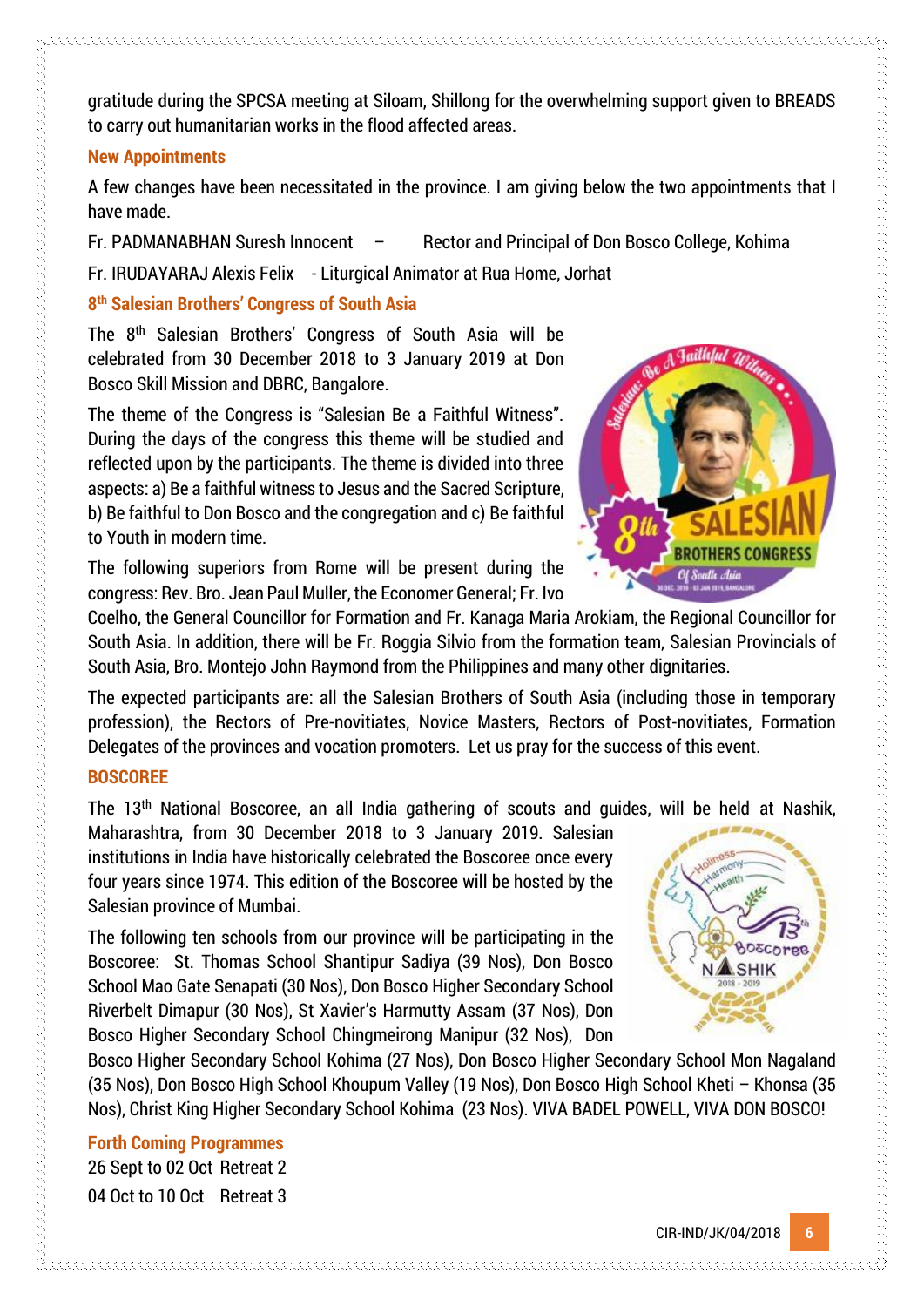gratitude during the SPCSA meeting at Siloam, Shillong for the overwhelming support given to BREADS to carry out humanitarian works in the flood affected areas.

### New Appointments

A few changes have been necessitated in the province. I am giving below the two appointments that I have made.

Fr. PADMANABHAN Suresh Innocent – Rector and Principal of Don Bosco College, Kohima

Fr. IRUDAYARAJ Alexis Felix - Liturgical Animator at Rua Home, Jorhat

### 8th Salesian Brothers' Congress of South Asia

The 8th Salesian Brothers' Congress of South Asia will be celebrated from 30 December 2018 to 3 January 2019 at Don Bosco Skill Mission and DBRC, Bangalore.

The theme of the Congress is "Salesian Be a Faithful Witness". During the days of the congress this theme will be studied and reflected upon by the participants. The theme is divided into three aspects: a) Be a faithful witness to Jesus and the Sacred Scripture, b) Be faithful to Don Bosco and the congregation and c) Be faithful to Youth in modern time.

The following superiors from Rome will be present during the congress: Rev. Bro. Jean Paul Muller, the Economer General; Fr. Ivo Coelho, the General Councillor for Formation and Fr. Kanaga Maria Arokiam, the Regional Councillor for South Asia. In addition, there will be Fr. Roggia Silvio from the formation team, Salesian Provincials of South Asia, Bro. Montejo John Raymond from the Philippines and many other dignitaries.

The expected participants are: all the Salesian Brothers of South Asia (including those in temporary profession), the Rectors of Pre-novitiates, Novice Masters, Rectors of Post-novitiates, Formation Delegates of the provinces and vocation promoters. Let us pray for the success of this event.

### BOSCOREE

The 13th National Boscoree, an all India gathering of scouts and guides, will be held at Nashik, Maharashtra, from 30 December 2018 to 3 January 2019. Salesian institutions in India have historically celebrated the Boscoree once every four years since 1974. This edition of the Boscoree will be hosted by the Salesian province of Mumbai.

The following ten schools from our province will be participating in the Boscoree: St. Thomas School Shantipur Sadiya (39 Nos), Don Bosco School Mao Gate Senapati (30 Nos), Don Bosco Higher Secondary School Riverbelt Dimapur (30 Nos), St Xavier's Harmutty Assam (37 Nos), Don Bosco Higher Secondary School Chingmeirong Manipur (32 Nos), Don Bosco Higher Secondary School Kohima (27 Nos), Don Bosco Higher Secondary School Mon Nagaland (35 Nos), Don Bosco High School Khoupum Valley (19 Nos), Don Bosco High School Kheti – Khonsa (35 Nos), Christ King Higher Secondary School Kohima (23 Nos). VIVA BADEL POWELL, VIVA DON BOSCO!

### Forth Coming Programmes

26 Sept to 02 Oct Retreat 2

04 Oct to 10 Oct Retreat 3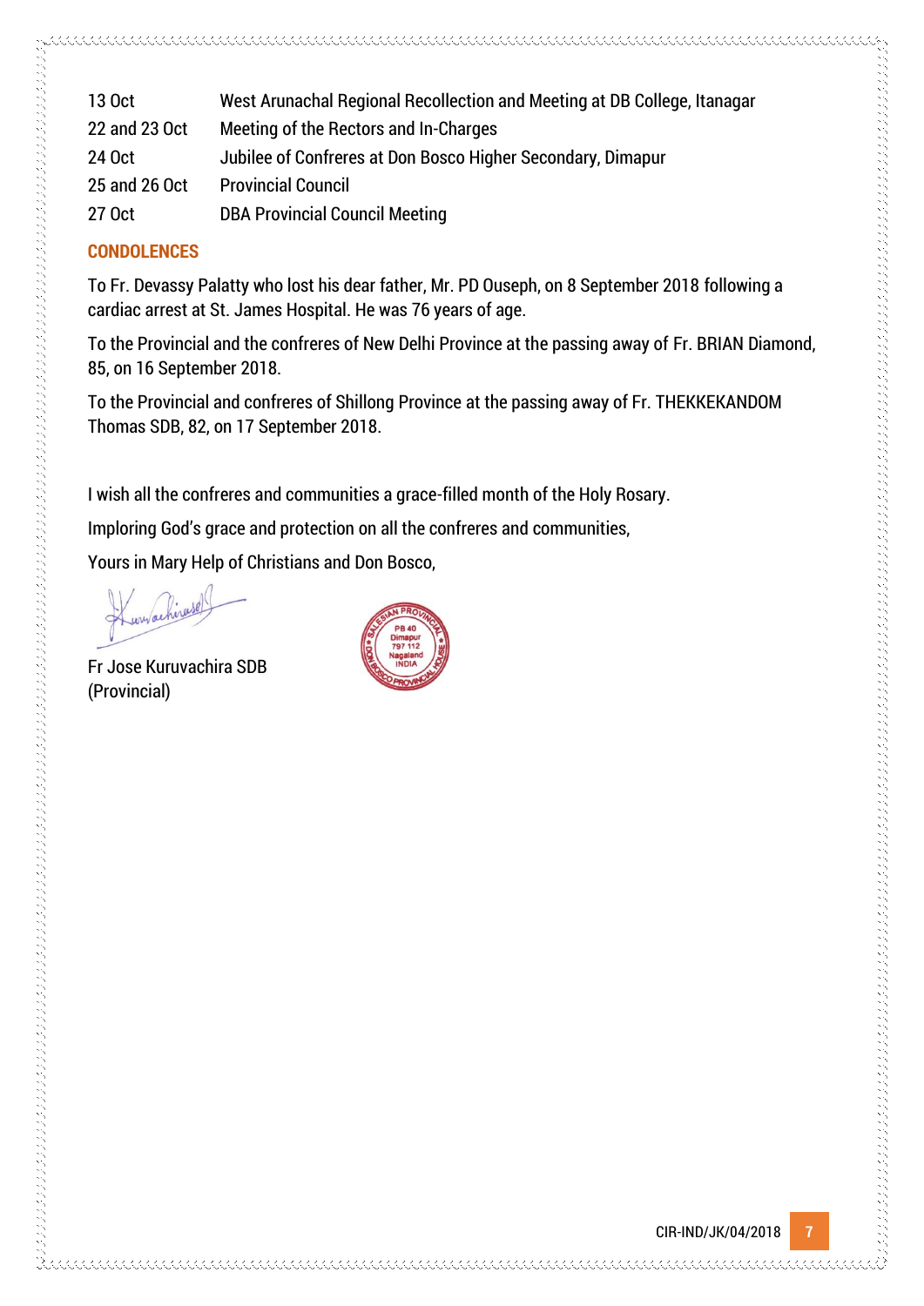| | |
|---|---|
| 13 Oct | West Arunachal Regional Recollection and Meeting at DB College, Itanagar |
| 22 and 23 Oct | Meeting of the Rectors and In-Charges |
| 24 Oct | Jubilee of Confreres at Don Bosco Higher Secondary, Dimapur |
| 25 and 26 Oct | Provincial Council |
| 27 Oct | DBA Provincial Council Meeting |

## CONDOLENCES

To Fr. Devassy Palatty who lost his dear father, Mr. PD Ouseph, on 8 September 2018 following a cardiac arrest at St. James Hospital. He was 76 years of age.

To the Provincial and the confreres of New Delhi Province at the passing away of Fr. BRIAN Diamond, 85, on 16 September 2018.

To the Provincial and confreres of Shillong Province at the passing away of Fr. THEKKEKANDOM Thomas SDB, 82, on 17 September 2018.

I wish all the confreres and communities a grace-filled month of the Holy Rosary.

Imploring God's grace and protection on all the confreres and communities,

Yours in Mary Help of Christians and Don Bosco,

Fr Jose Kuruvachira SDB
(Provincial)

SALESIAN PROVINCIAL HOUSE, DON BOSCO PROVINCIAL — PB 40 Dimapur 797 112 Nagaland INDIA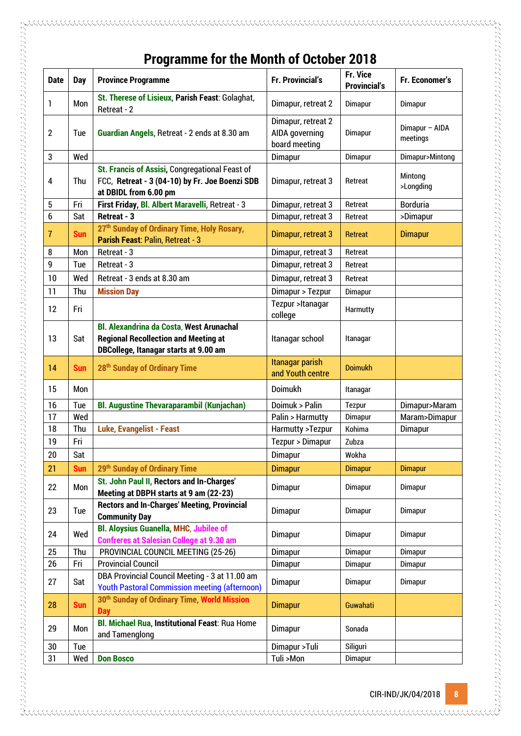# Programme for the Month of October 2018

| Date | Day | Province Programme | Fr. Provincial's | Fr. Vice Provincial's | Fr. Economer's |
|---|---|---|---|---|---|
| 1 | Mon | **St. Therese of Lisieux**, **Parish Feast**: Golaghat, Retreat - 2 | Dimapur, retreat 2 | Dimapur | Dimapur |
| 2 | Tue | **Guardian Angels**, Retreat - 2 ends at 8.30 am | Dimapur, retreat 2 AIDA governing board meeting | Dimapur | Dimapur – AIDA meetings |
| 3 | Wed | | Dimapur | Dimapur | Dimapur>Mintong |
| 4 | Thu | **St. Francis of Assisi**, Congregational Feast of FCC, **Retreat - 3 (04-10) by Fr. Joe Boenzi SDB at DBIDL from 6.00 pm** | Dimapur, retreat 3 | Retreat | Mintong >Longding |
| 5 | Fri | **First Friday**, **Bl. Albert Maravelli**, Retreat - 3 | Dimapur, retreat 3 | Retreat | Borduria |
| 6 | Sat | **Retreat - 3** | Dimapur, retreat 3 | Retreat | >Dimapur |
| 7 | **Sun** | **27th Sunday of Ordinary Time, Holy Rosary, Parish Feast**: Palin, Retreat - 3 | Dimapur, retreat 3 | Retreat | Dimapur |
| 8 | Mon | Retreat - 3 | Dimapur, retreat 3 | Retreat | |
| 9 | Tue | Retreat - 3 | Dimapur, retreat 3 | Retreat | |
| 10 | Wed | Retreat - 3 ends at 8.30 am | Dimapur, retreat 3 | Retreat | |
| 11 | Thu | **Mission Day** | Dimapur > Tezpur | Dimapur | |
| 12 | Fri | | Tezpur >Itanagar college | Harmutty | |
| 13 | Sat | **Bl. Alexandrina da Costa**, **West Arunachal Regional Recollection and Meeting at DBCollege, Itanagar starts at 9.00 am** | Itanagar school | Itanagar | |
| 14 | **Sun** | **28th Sunday of Ordinary Time** | Itanagar parish and Youth centre | Doimukh | |
| 15 | Mon | | Doimukh | Itanagar | |
| 16 | Tue | **Bl. Augustine Thevarparambil (Kunjachan)** | Doimuk > Palin | Tezpur | Dimapur>Maram |
| 17 | Wed | | Palin > Harmutty | Dimapur | Maram>Dimapur |
| 18 | Thu | **Luke, Evangelist - Feast** | Harmutty >Tezpur | Kohima | Dimapur |
| 19 | Fri | | Tezpur > Dimapur | Zubza | |
| 20 | Sat | | Dimapur | Wokha | |
| 21 | **Sun** | **29th Sunday of Ordinary Time** | Dimapur | Dimapur | Dimapur |
| 22 | Mon | **St. John Paul II**, **Rectors and In-Charges' Meeting at DBPH starts at 9 am (22-23)** | Dimapur | Dimapur | Dimapur |
| 23 | Tue | **Rectors and In-Charges' Meeting, Provincial Community Day** | Dimapur | Dimapur | Dimapur |
| 24 | Wed | **Bl. Aloysius Guanella, MHC, Jubilee of Confreres at Salesian College at 9.30 am** | Dimapur | Dimapur | Dimapur |
| 25 | Thu | PROVINCIAL COUNCIL MEETING (25-26) | Dimapur | Dimapur | Dimapur |
| 26 | Fri | Provincial Council | Dimapur | Dimapur | Dimapur |
| 27 | Sat | DBA Provincial Council Meeting - 3 at 11.00 am Youth Pastoral Commission meeting (afternoon) | Dimapur | Dimapur | Dimapur |
| 28 | **Sun** | **30th Sunday of Ordinary Time, World Mission Day** | Dimapur | Guwahati | |
| 29 | Mon | **Bl. Michael Rua**, **Institutional Feast**: Rua Home and Tamenglong | Dimapur | Sonada | |
| 30 | Tue | | Dimapur >Tuli | Siliguri | |
| 31 | Wed | **Don Bosco** | Tuli >Mon | Dimapur | |

CIR-IND/JK/04/2018